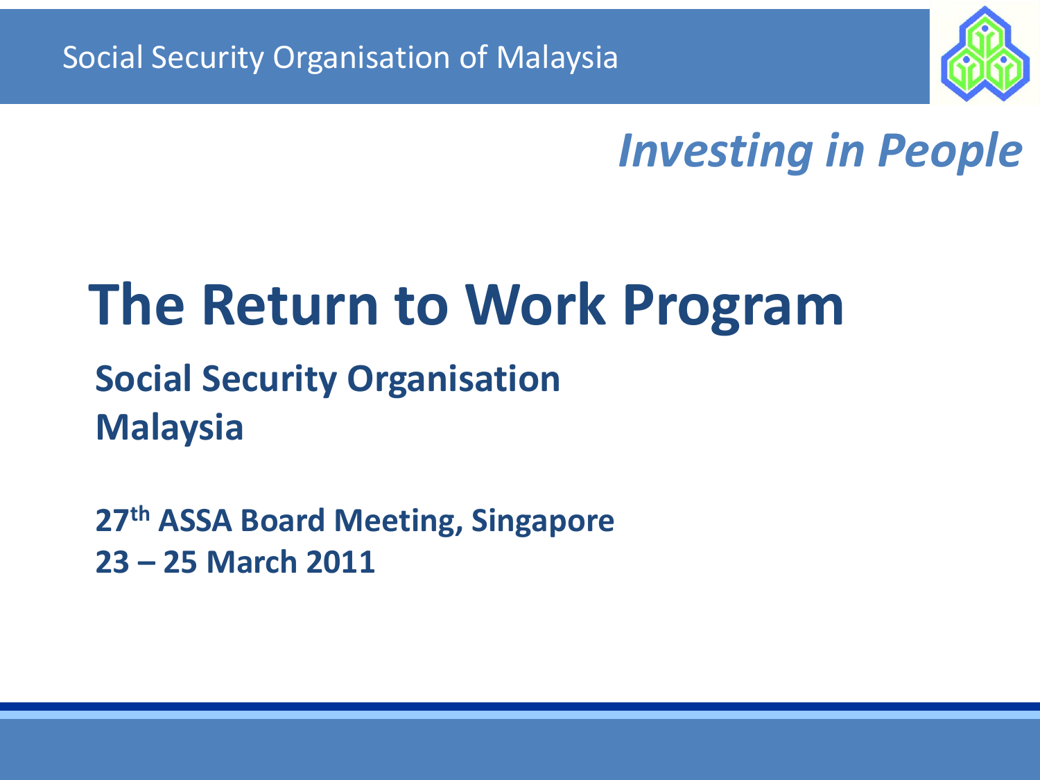Social Security Organisation of Malaysia

*Investing in People*

# The Return to Work Program

**Social Security Organisation Malaysia**

**27th ASSA Board Meeting, Singapore**
**23 – 25 March 2011**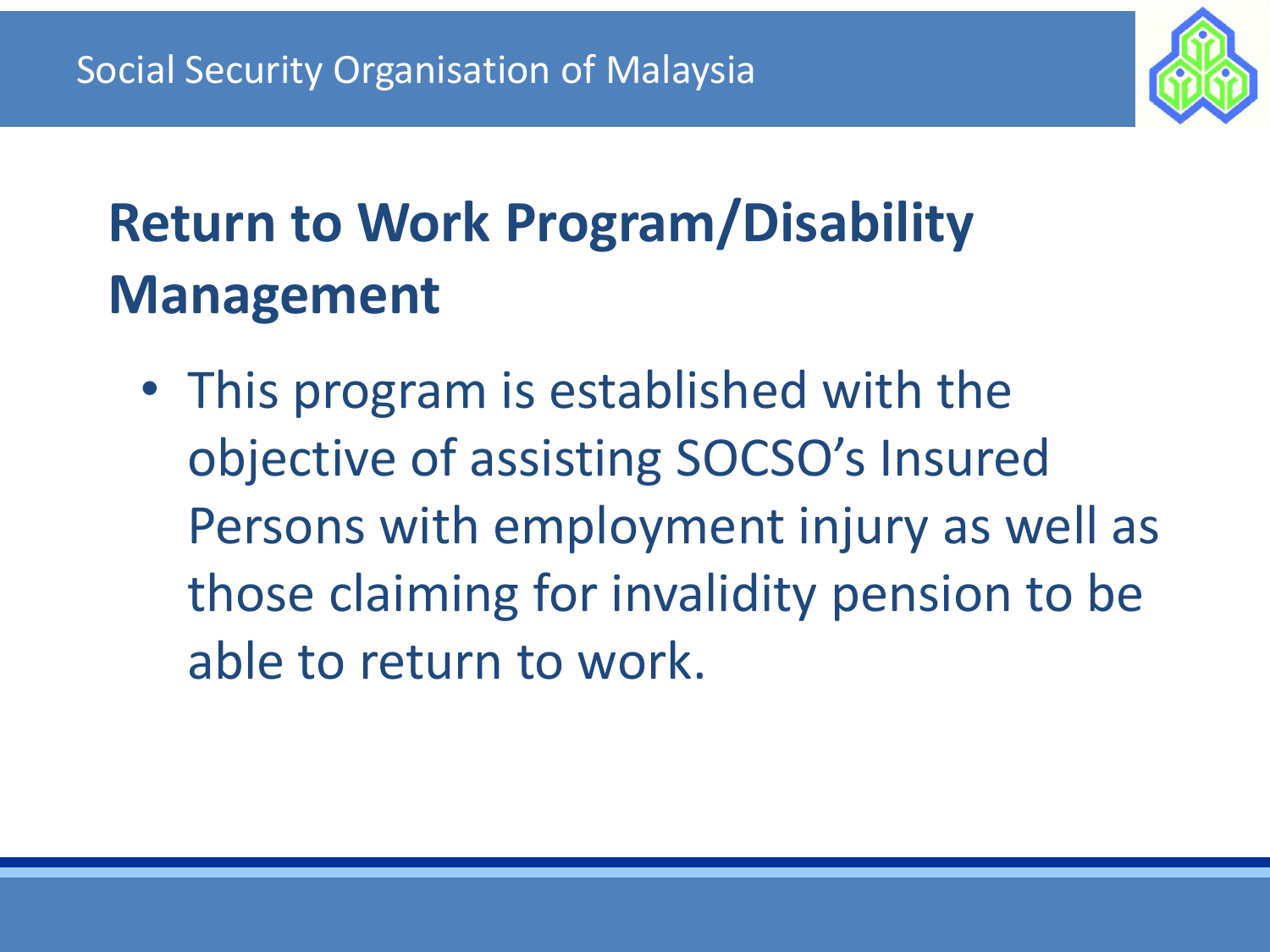## Return to Work Program/Disability Management

- This program is established with the objective of assisting SOCSO's Insured Persons with employment injury as well as those claiming for invalidity pension to be able to return to work.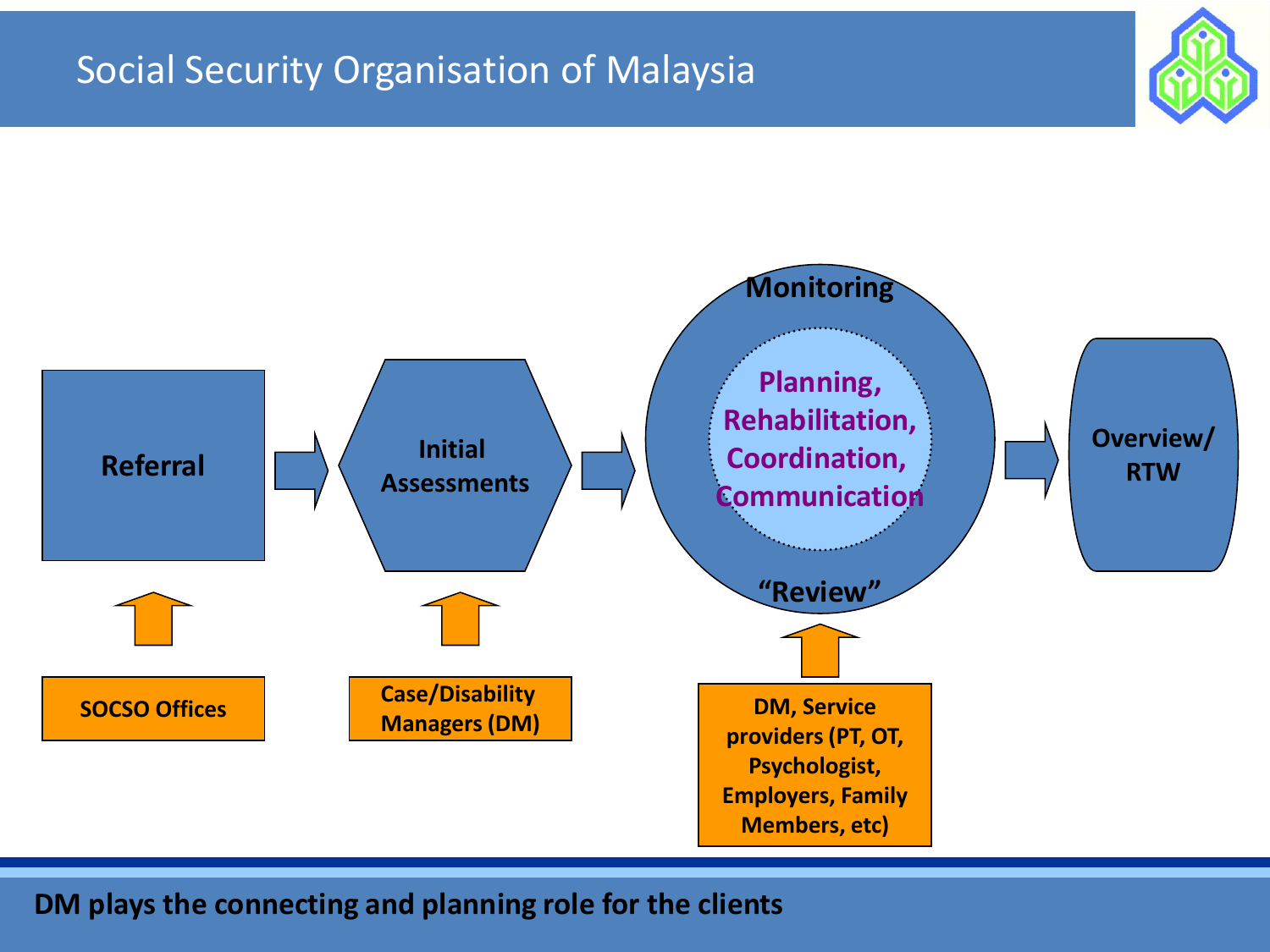# Social Security Organisation of Malaysia

Referral → Initial Assessments → Monitoring (Planning, Rehabilitation, Coordination, Communication) "Review" → Overview/ RTW

- Referral ↑ SOCSO Offices
- Initial Assessments ↑ Case/Disability Managers (DM)
- Monitoring / "Review" ↑ DM, Service providers (PT, OT, Psychologist, Employers, Family Members, etc)

**DM plays the connecting and planning role for the clients**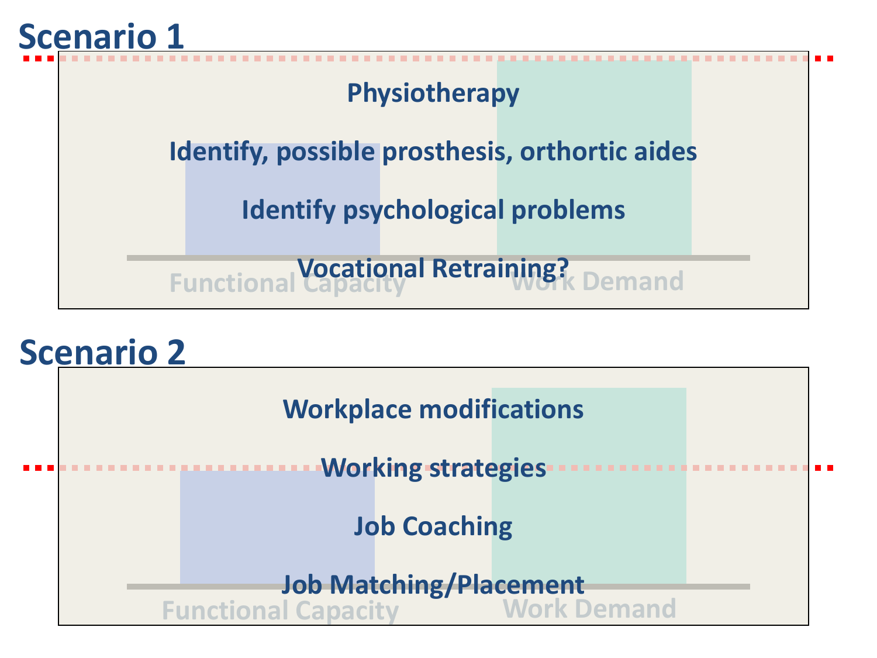## Scenario 1

Physiotherapy

Identify, possible prosthesis, orthortic aides

Identify psychological problems

Vocational Retraining?

Functional Capacity

Work Demand

## Scenario 2

Workplace modifications

Working strategies

Job Coaching

Job Matching/Placement

Functional Capacity

Work Demand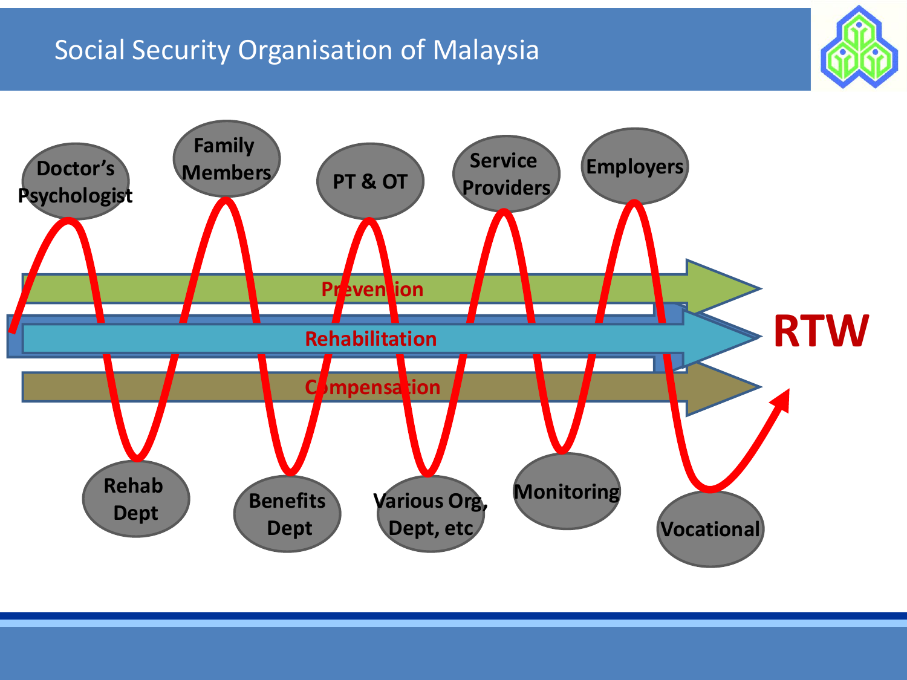# Social Security Organisation of Malaysia

Doctor's Psychologist

Family Members

PT & OT

Service Providers

Employers

Prevention

Rehabilitation

Compensation

RTW

Rehab Dept

Benefits Dept

Various Org, Dept, etc

Monitoring

Vocational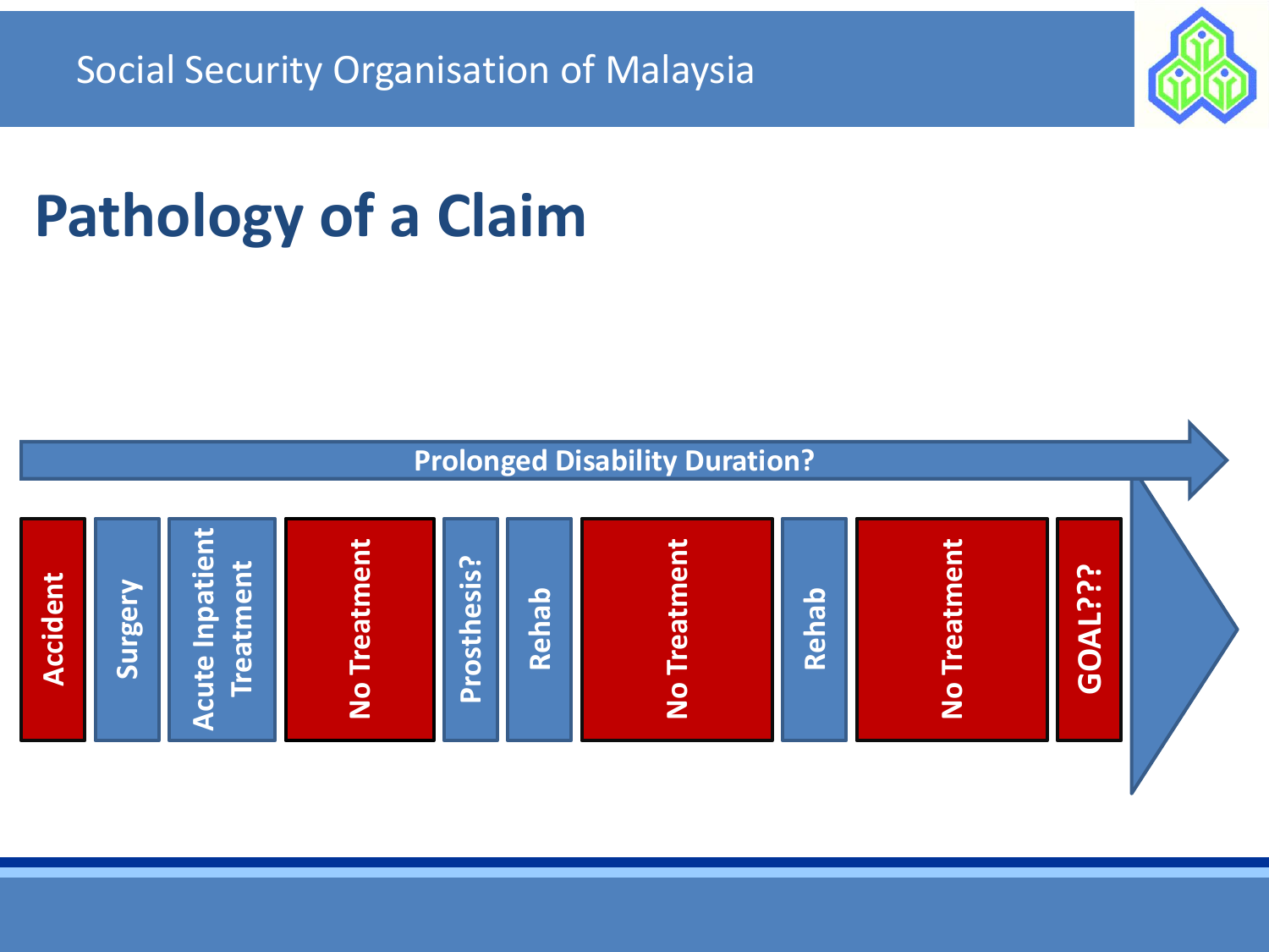# Pathology of a Claim

**Prolonged Disability Duration?**

- Accident
- Surgery
- Acute Inpatient Treatment
- No Treatment
- Prosthesis?
- Rehab
- No Treatment
- Rehab
- No Treatment
- GOAL???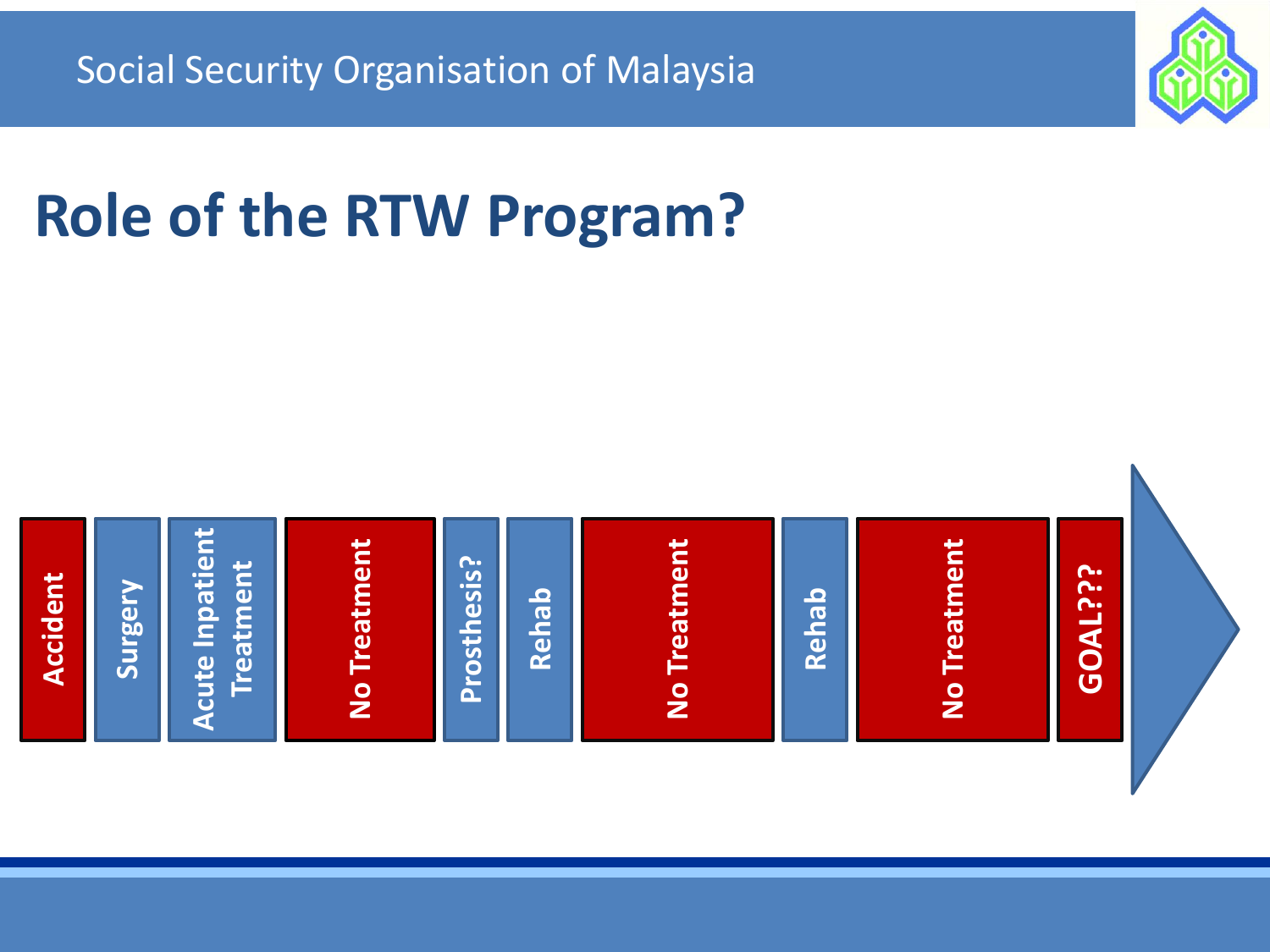# Role of the RTW Program?

Accident → Surgery → Acute Inpatient Treatment → No Treatment → Prosthesis? → Rehab → No Treatment → Rehab → No Treatment → GOAL???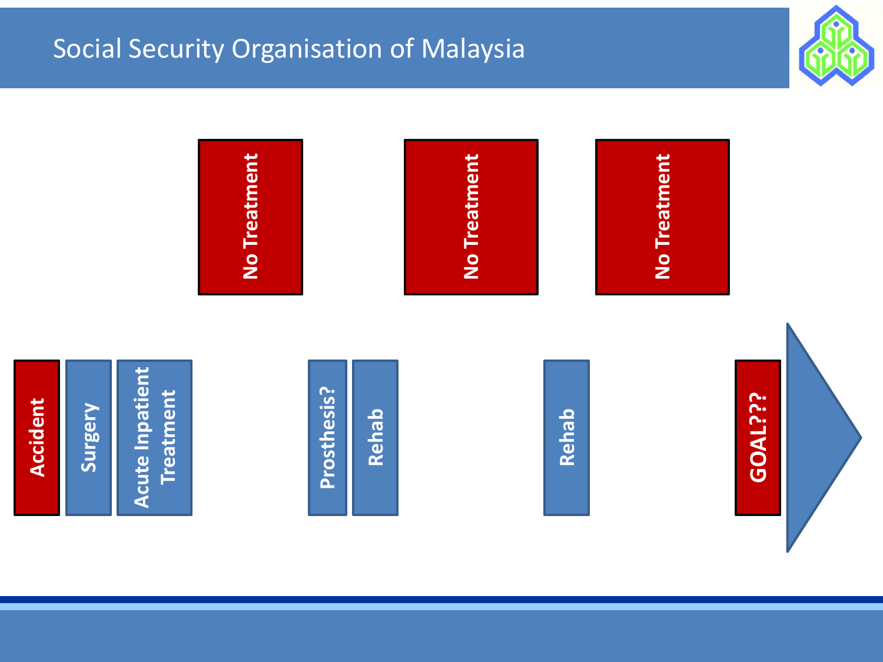# Social Security Organisation of Malaysia

No Treatment

No Treatment

No Treatment

Accident

Surgery

Acute Inpatient Treatment

Prosthesis?

Rehab

Rehab

GOAL???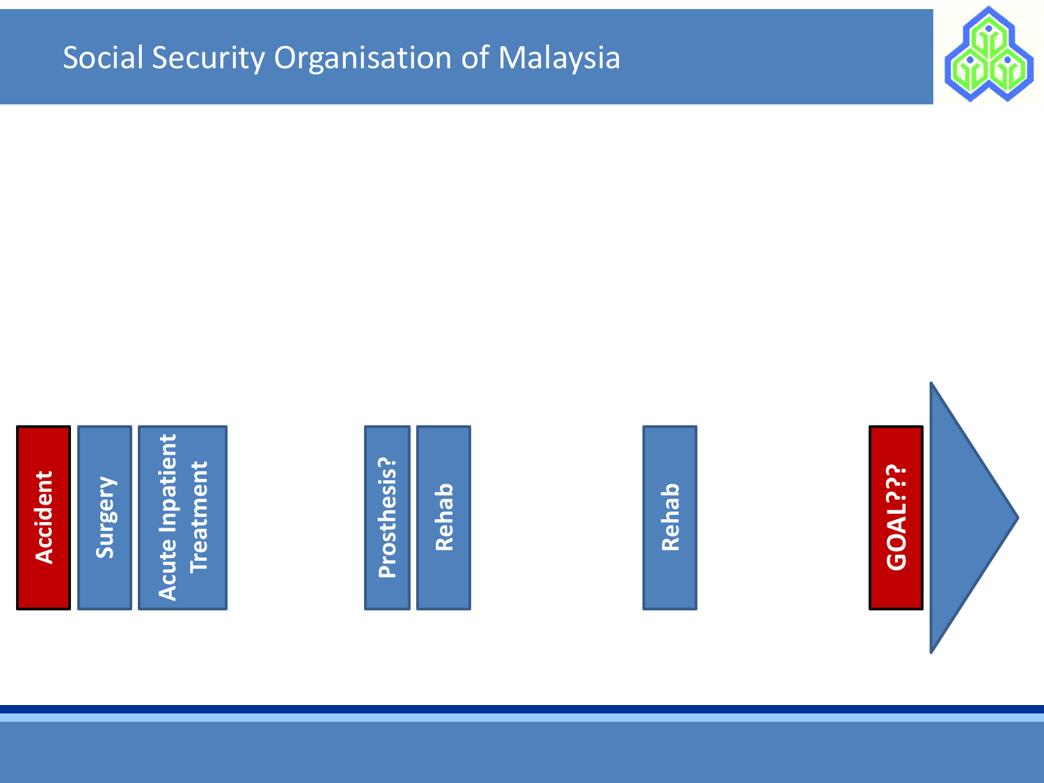# Social Security Organisation of Malaysia

Accident

Surgery

Acute Inpatient Treatment

Prosthesis?

Rehab

Rehab

GOAL???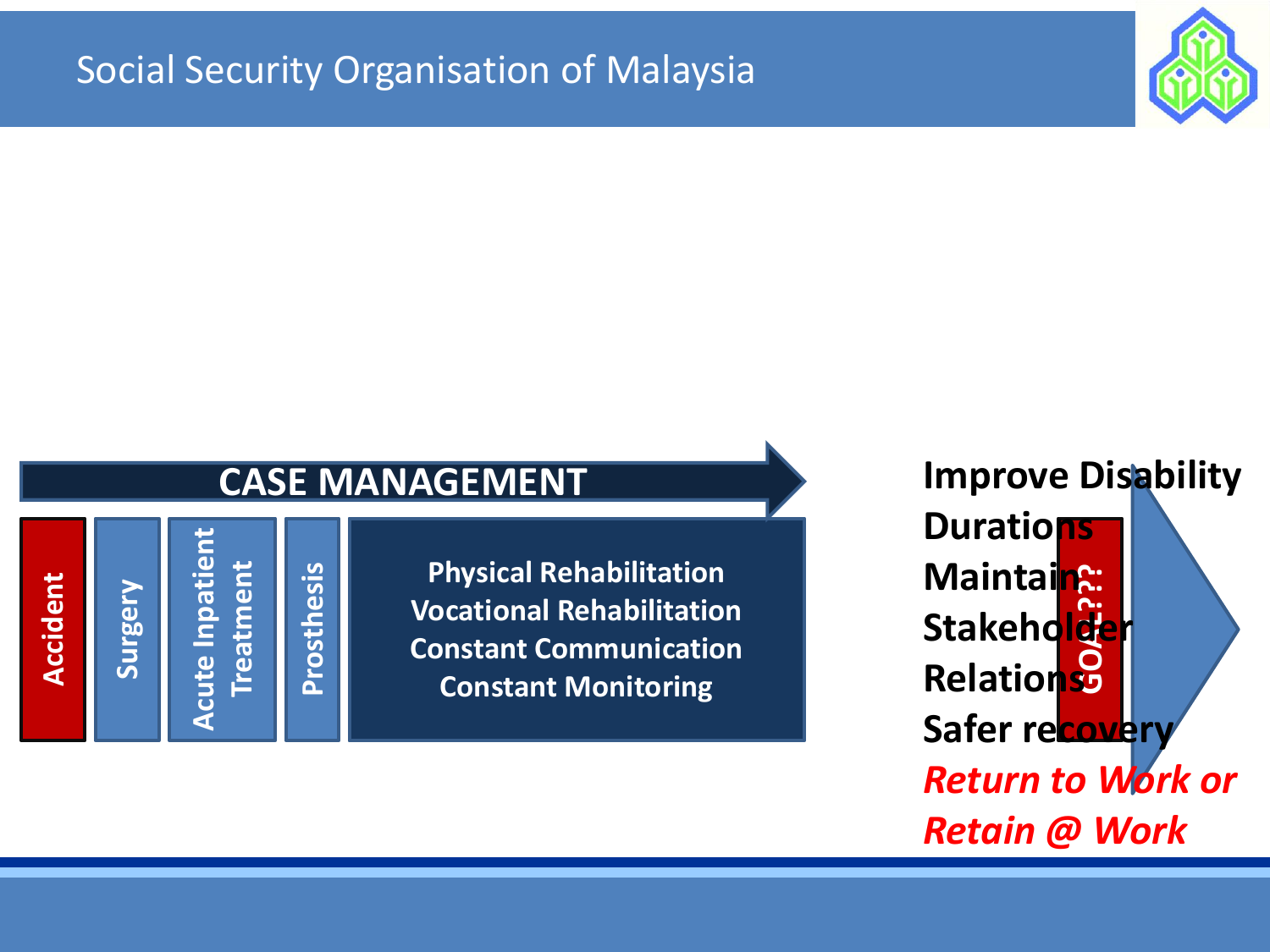## CASE MANAGEMENT

- Accident
- Surgery
- Acute Inpatient Treatment
- Prosthesis
- Physical Rehabilitation
- Vocational Rehabilitation
- Constant Communication
- Constant Monitoring

GOAL???

**Improve Disability Durations**
**Maintain Stakeholder Relations**
**Safer recovery**
***Return to Work or Retain @ Work***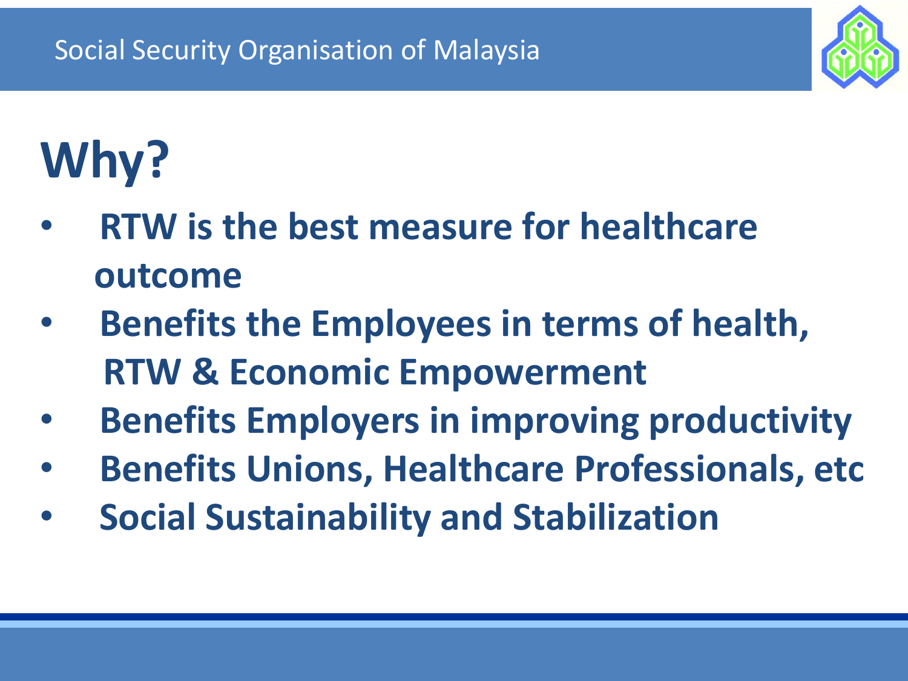# Why?

- **RTW is the best measure for healthcare outcome**
- **Benefits the Employees in terms of health, RTW & Economic Empowerment**
- **Benefits Employers in improving productivity**
- **Benefits Unions, Healthcare Professionals, etc**
- **Social Sustainability and Stabilization**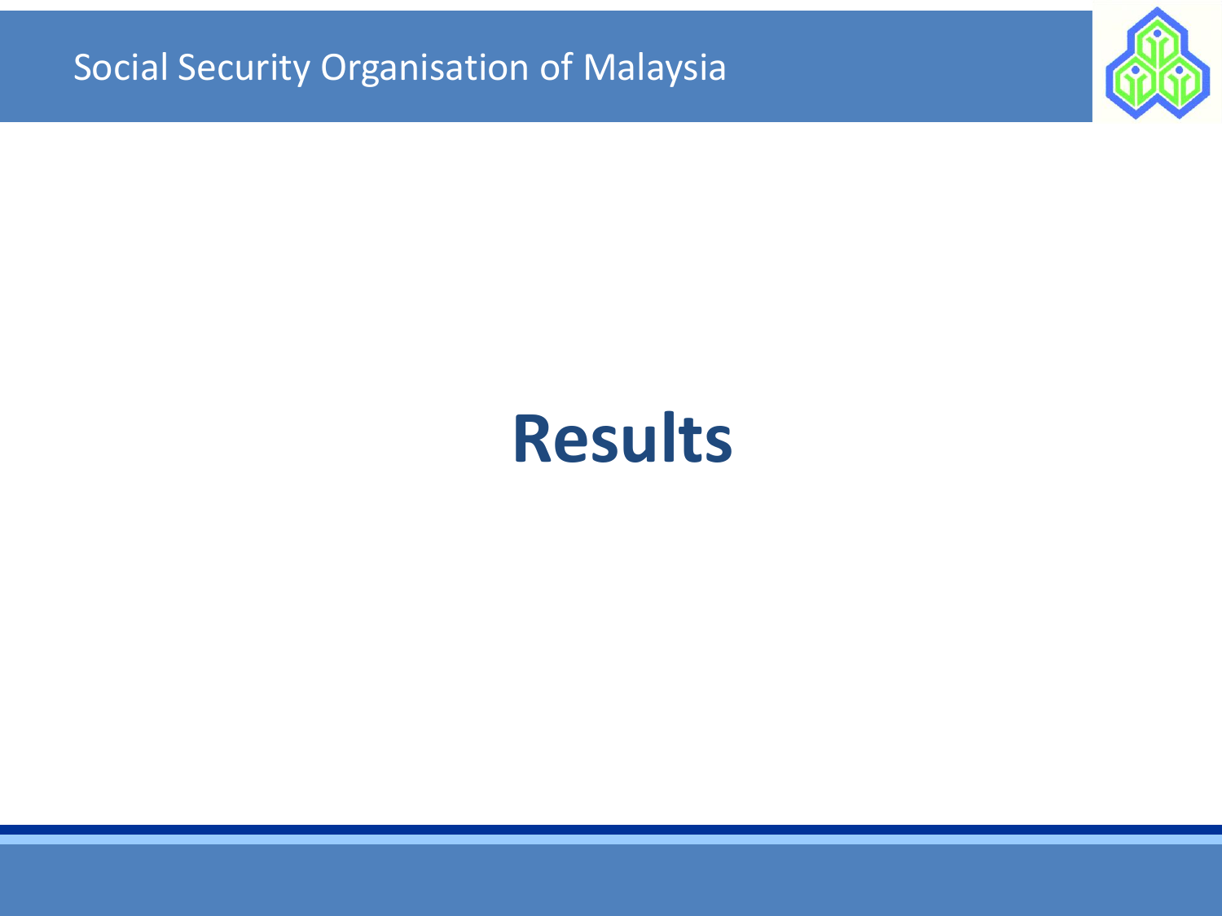# Results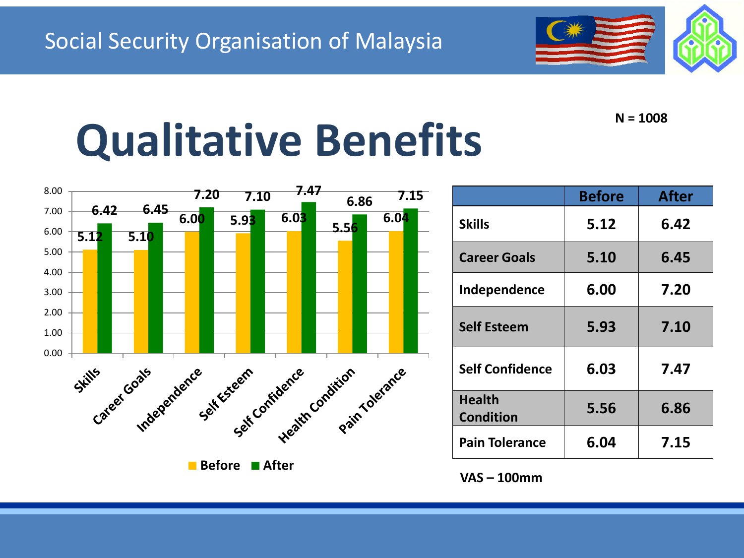# Qualitative Benefits

N = 1008

| | Before | After |
|---|---|---|
| Skills | 5.12 | 6.42 |
| Career Goals | 5.10 | 6.45 |
| Independence | 6.00 | 7.20 |
| Self Esteem | 5.93 | 7.10 |
| Self Confidence | 6.03 | 7.47 |
| Health Condition | 5.56 | 6.86 |
| Pain Tolerance | 6.04 | 7.15 |

VAS – 100mm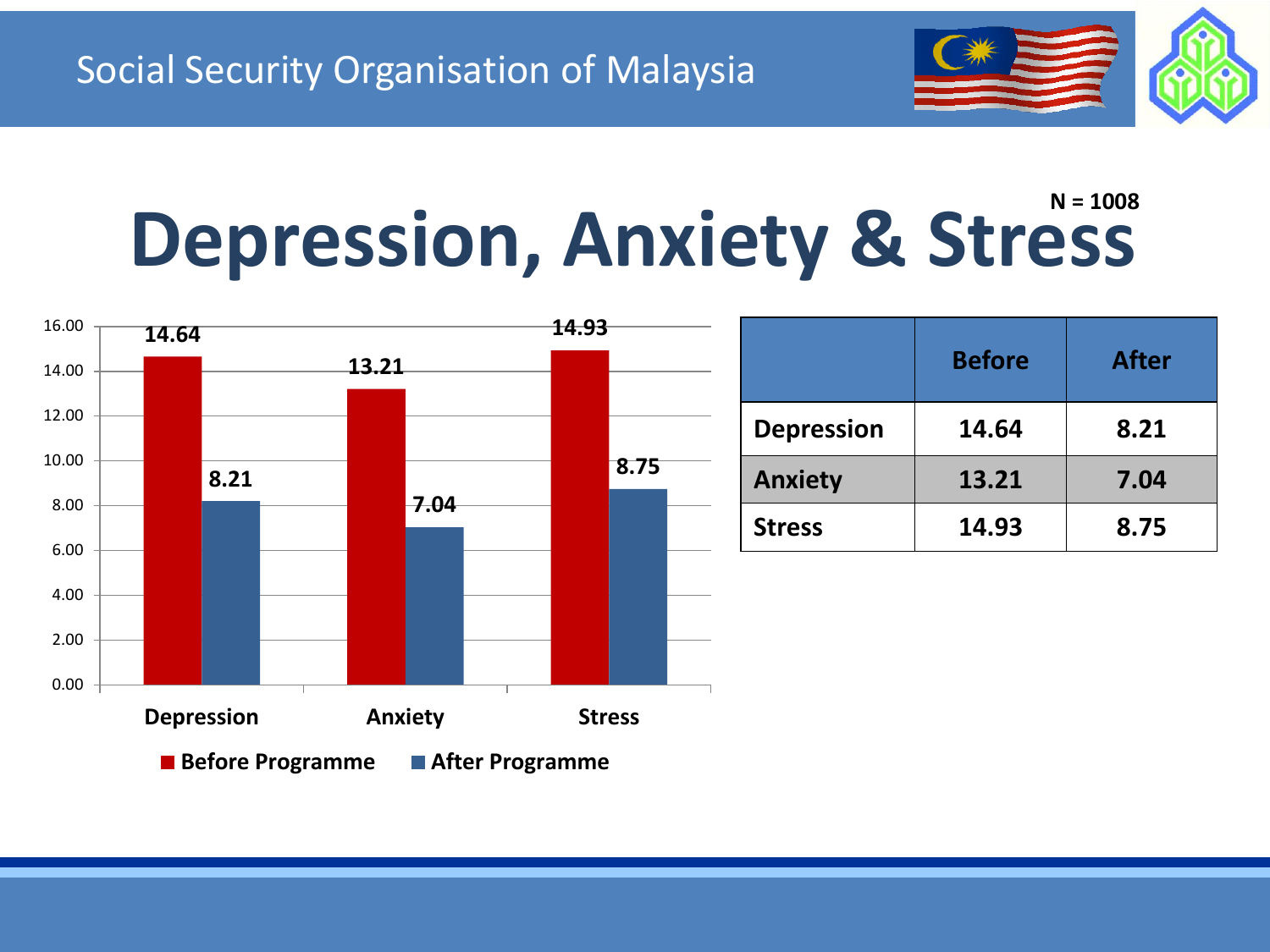Social Security Organisation of Malaysia

# Depression, Anxiety & Stress

N = 1008

| | Before | After |
|---|---|---|
| Depression | 14.64 | 8.21 |
| Anxiety | 13.21 | 7.04 |
| Stress | 14.93 | 8.75 |

| | Before Programme | After Programme |
|---|---|---|
| Depression | 14.64 | 8.21 |
| Anxiety | 13.21 | 7.04 |
| Stress | 14.93 | 8.75 |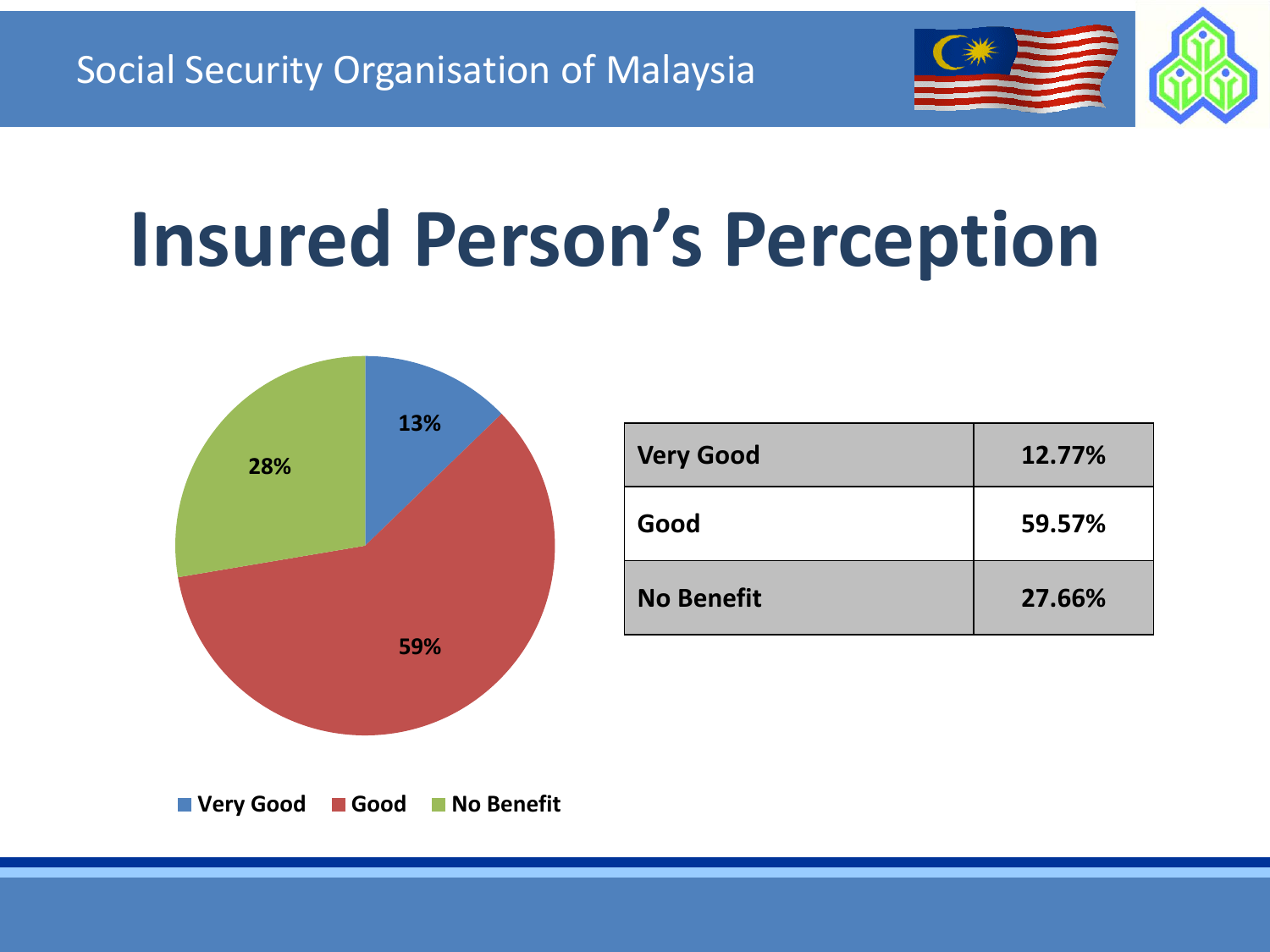# Insured Person's Perception

| Very Good | 12.77% |
|---|---|
| Good | 59.57% |
| No Benefit | 27.66% |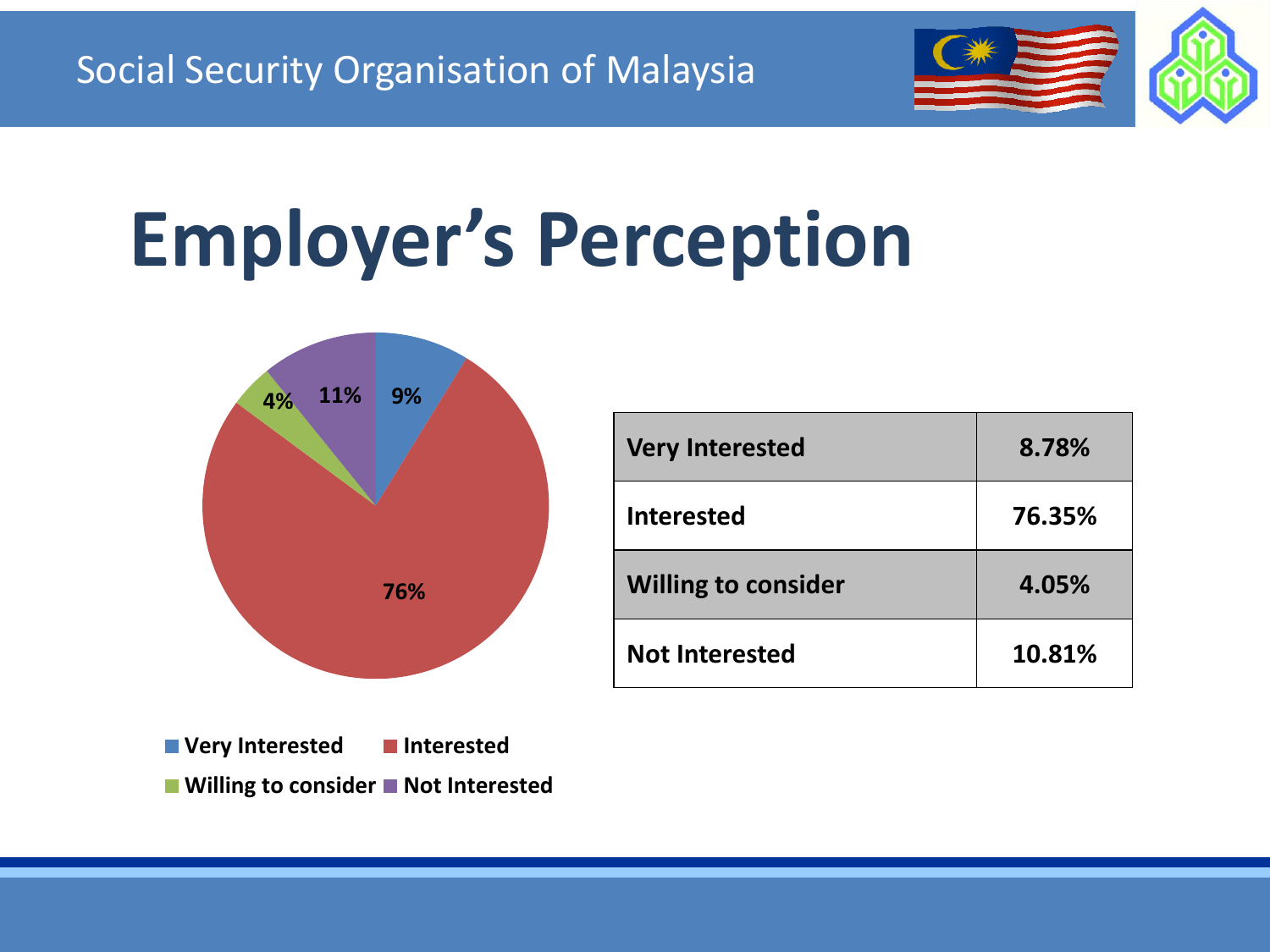# Employer's Perception

| Very Interested | 8.78% |
|---|---|
| Interested | 76.35% |
| Willing to consider | 4.05% |
| Not Interested | 10.81% |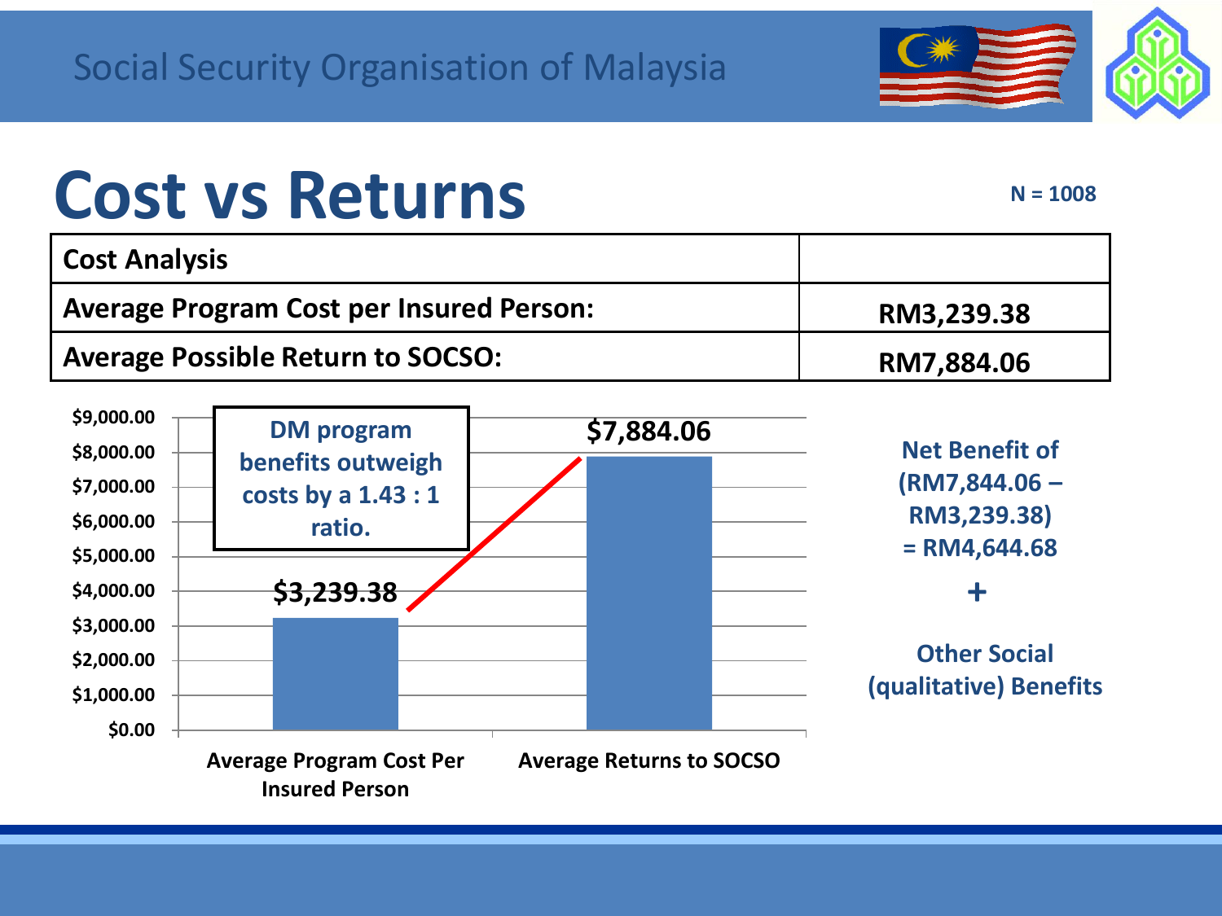# Cost vs Returns

N = 1008

| Cost Analysis | |
|---|---|
| Average Program Cost per Insured Person: | RM3,239.38 |
| Average Possible Return to SOCSO: | RM7,884.06 |

| | Value |
|---|---|
| Average Program Cost Per Insured Person | $3,239.38 |
| Average Returns to SOCSO | $7,884.06 |

DM program benefits outweigh costs by a 1.43 : 1 ratio.

Net Benefit of (RM7,844.06 – RM3,239.38) = RM4,644.68

+

Other Social (qualitative) Benefits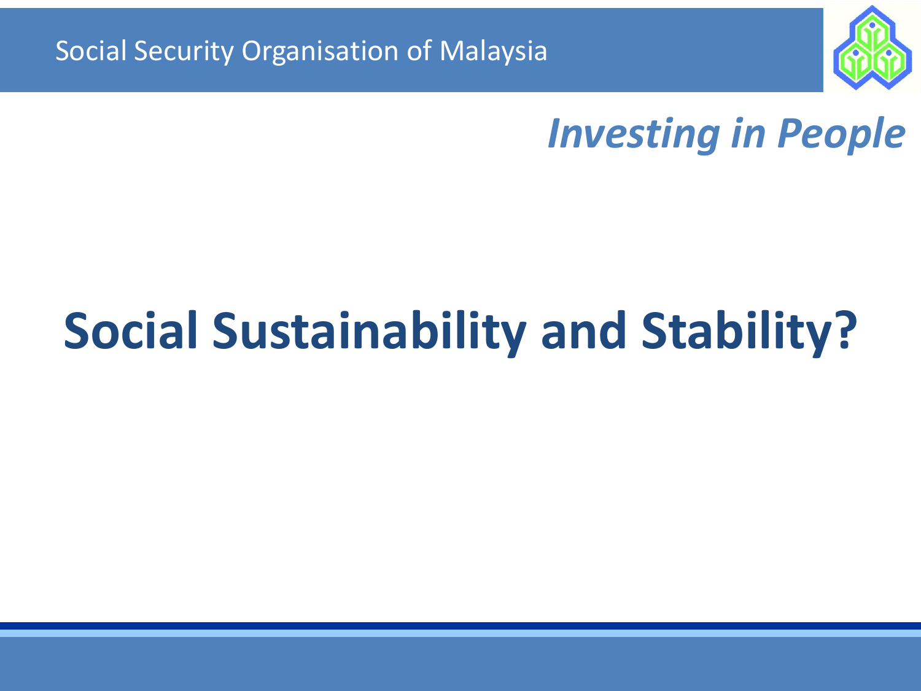Social Security Organisation of Malaysia

*Investing in People*

# Social Sustainability and Stability?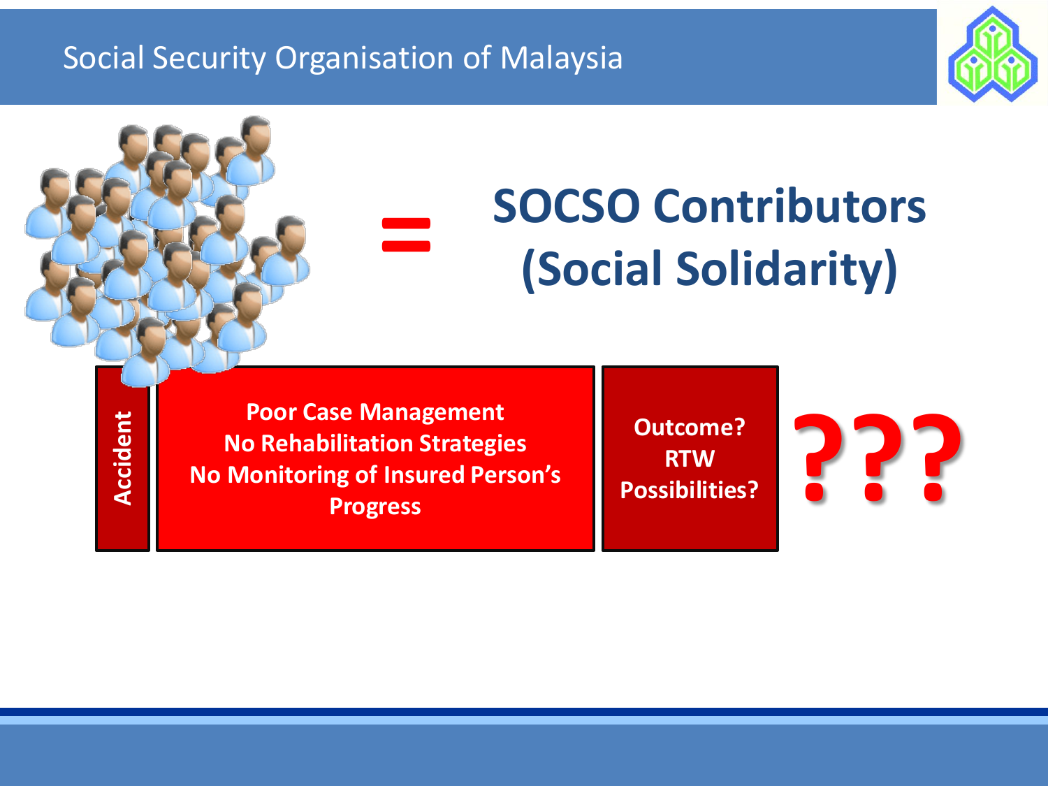## SOCSO Contributors (Social Solidarity)

=

Accident

**Poor Case Management**
**No Rehabilitation Strategies**
**No Monitoring of Insured Person's Progress**

**Outcome?**
**RTW**
**Possibilities?**

???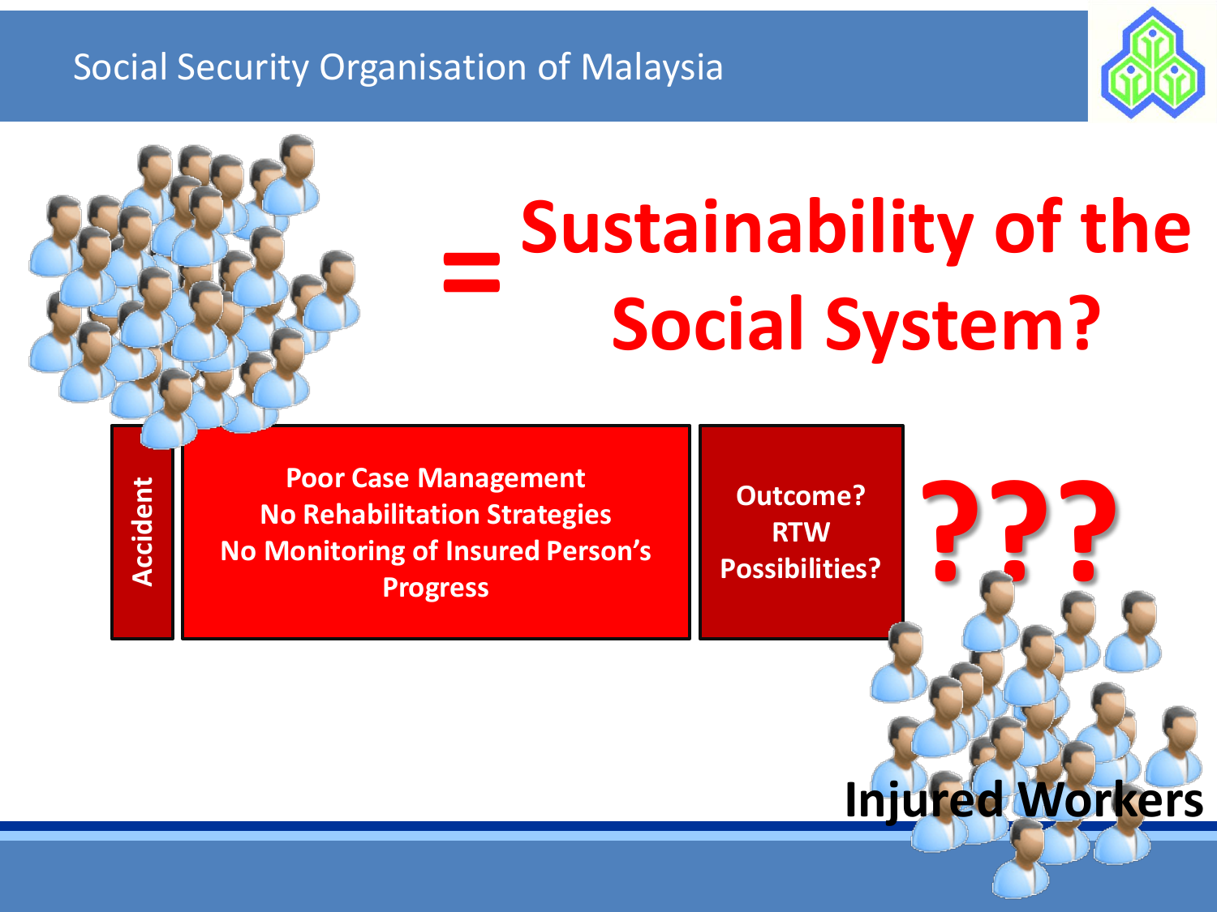# = Sustainability of the Social System?

Accident

**Poor Case Management**
**No Rehabilitation Strategies**
**No Monitoring of Insured Person's Progress**

**Outcome?**
**RTW Possibilities?**

???

**Injured Workers**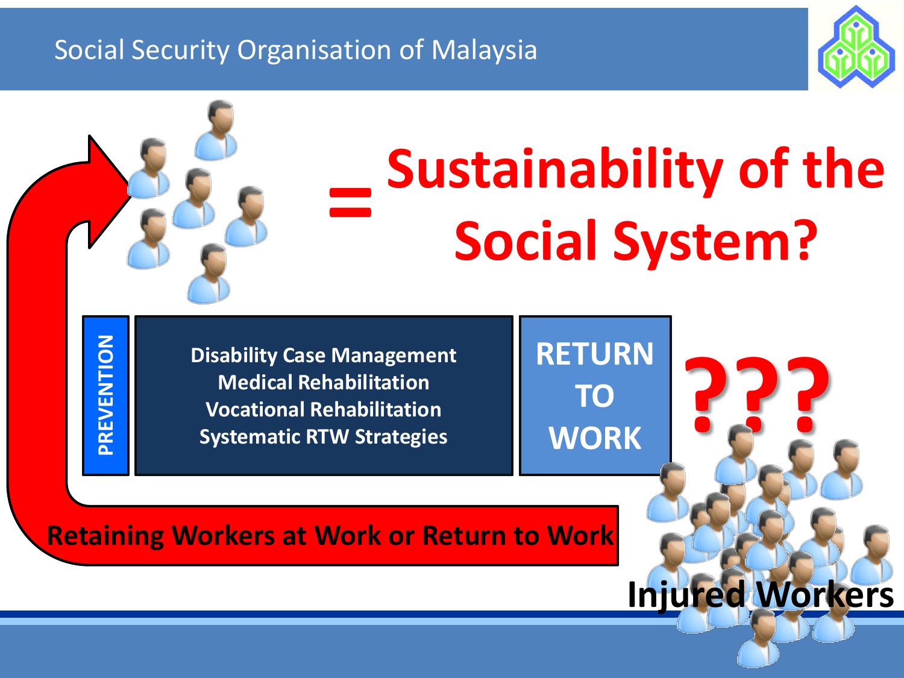## Sustainability of the Social System?

=

PREVENTION

Disability Case Management
Medical Rehabilitation
Vocational Rehabilitation
Systematic RTW Strategies

RETURN TO WORK

???

Retaining Workers at Work or Return to Work

Injured Workers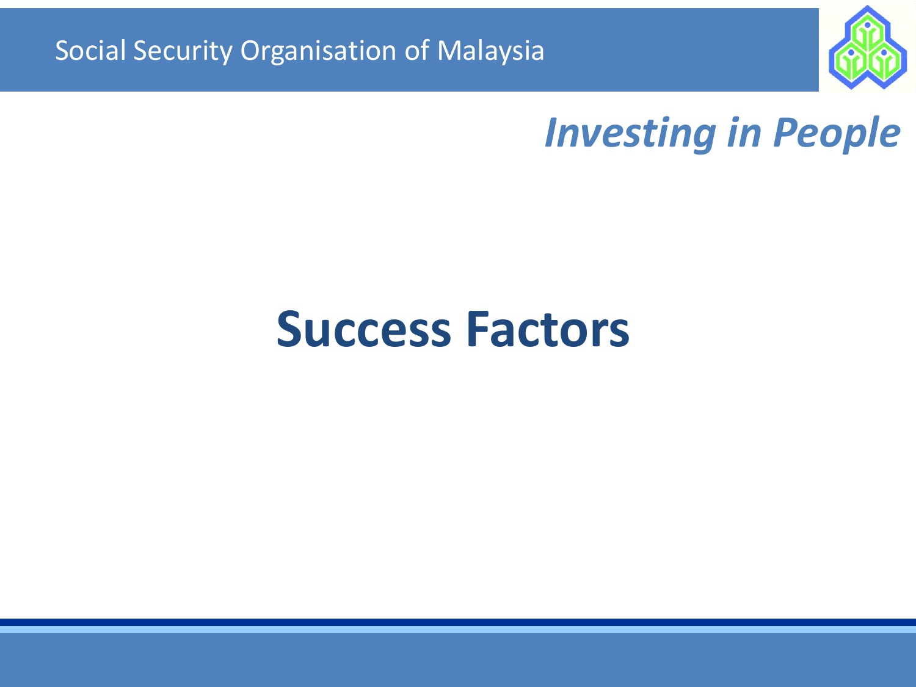# Success Factors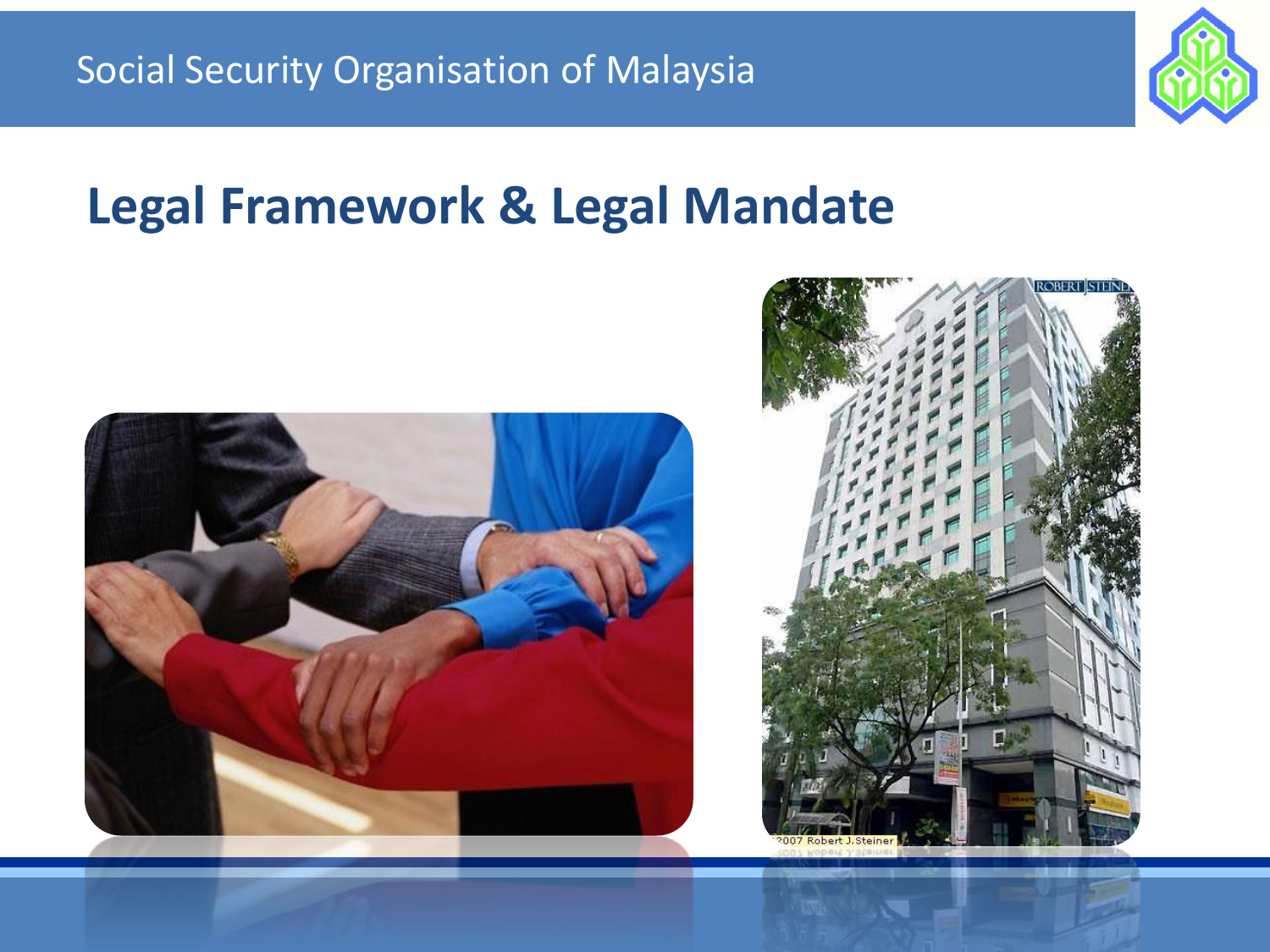# Legal Framework & Legal Mandate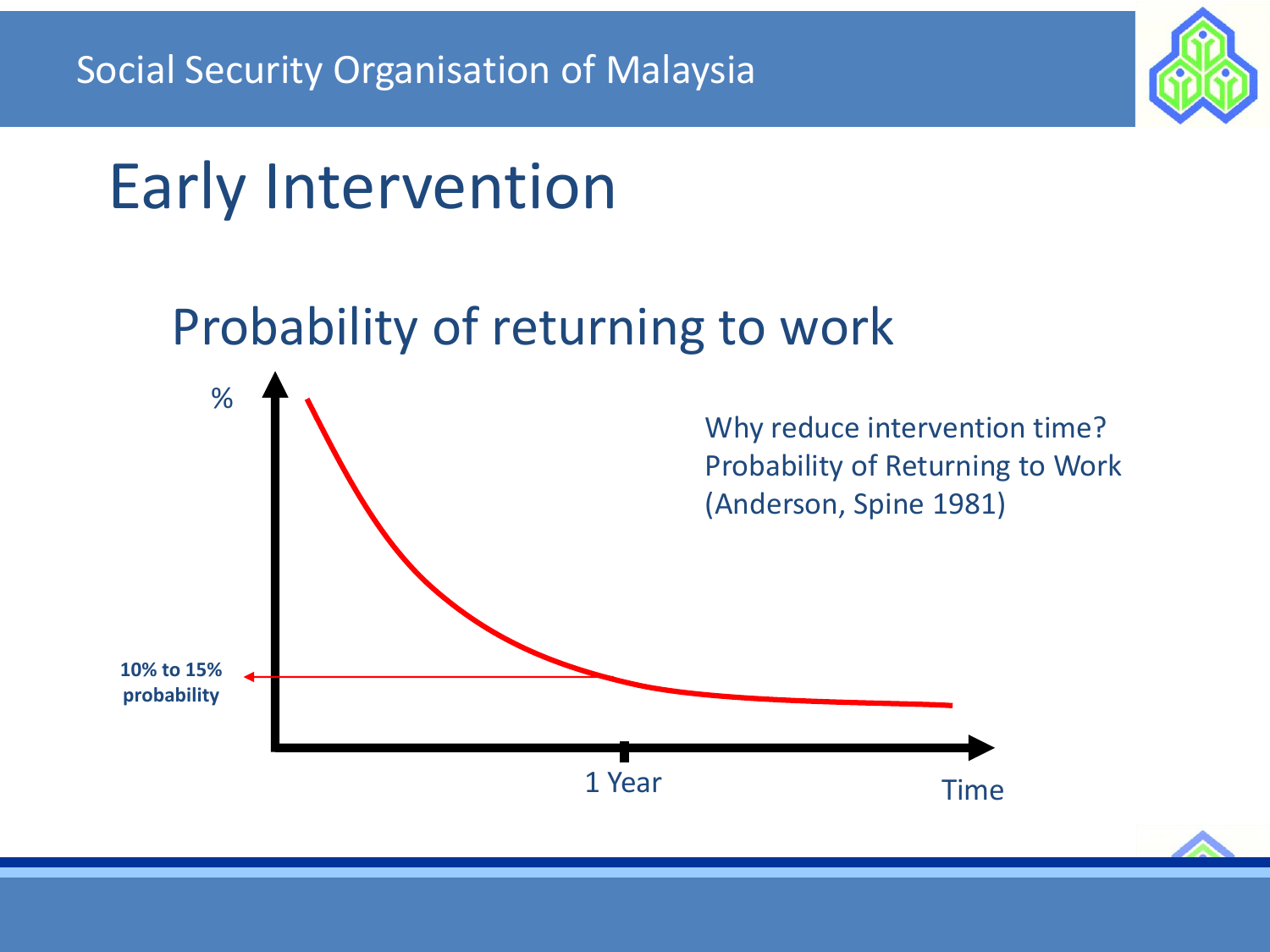# Early Intervention

## Probability of returning to work

%

Why reduce intervention time?
Probability of Returning to Work
(Anderson, Spine 1981)

**10% to 15% probability**

1 Year

Time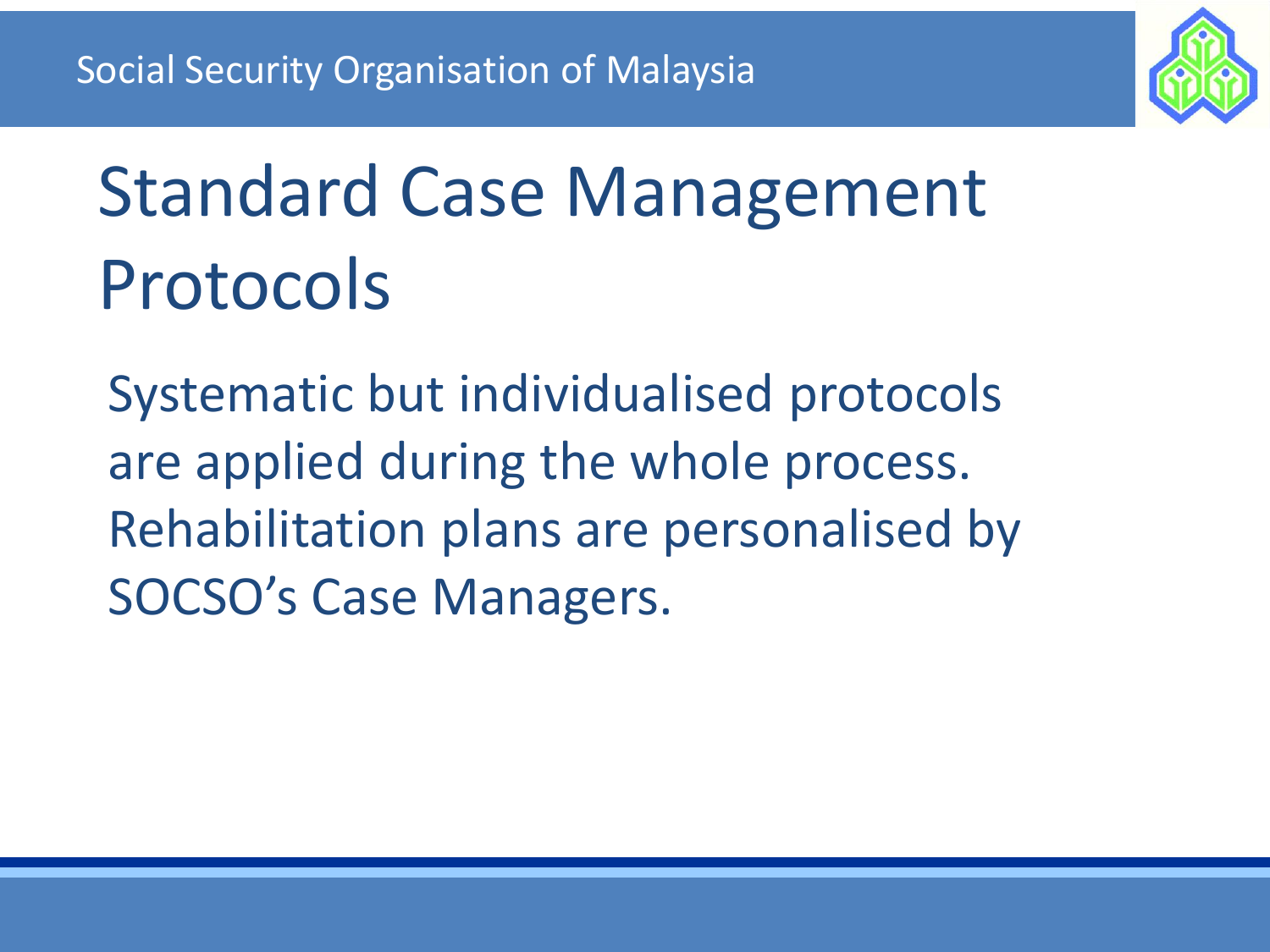# Standard Case Management Protocols

Systematic but individualised protocols are applied during the whole process. Rehabilitation plans are personalised by SOCSO's Case Managers.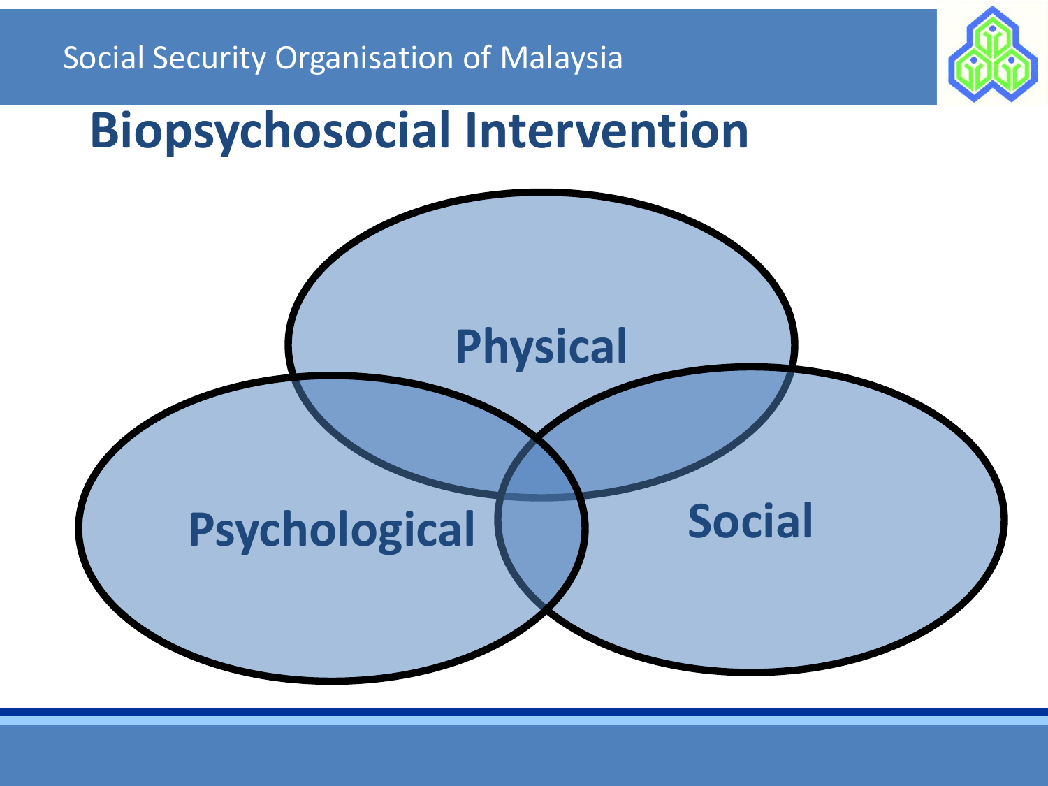# Biopsychosocial Intervention

Physical

Psychological

Social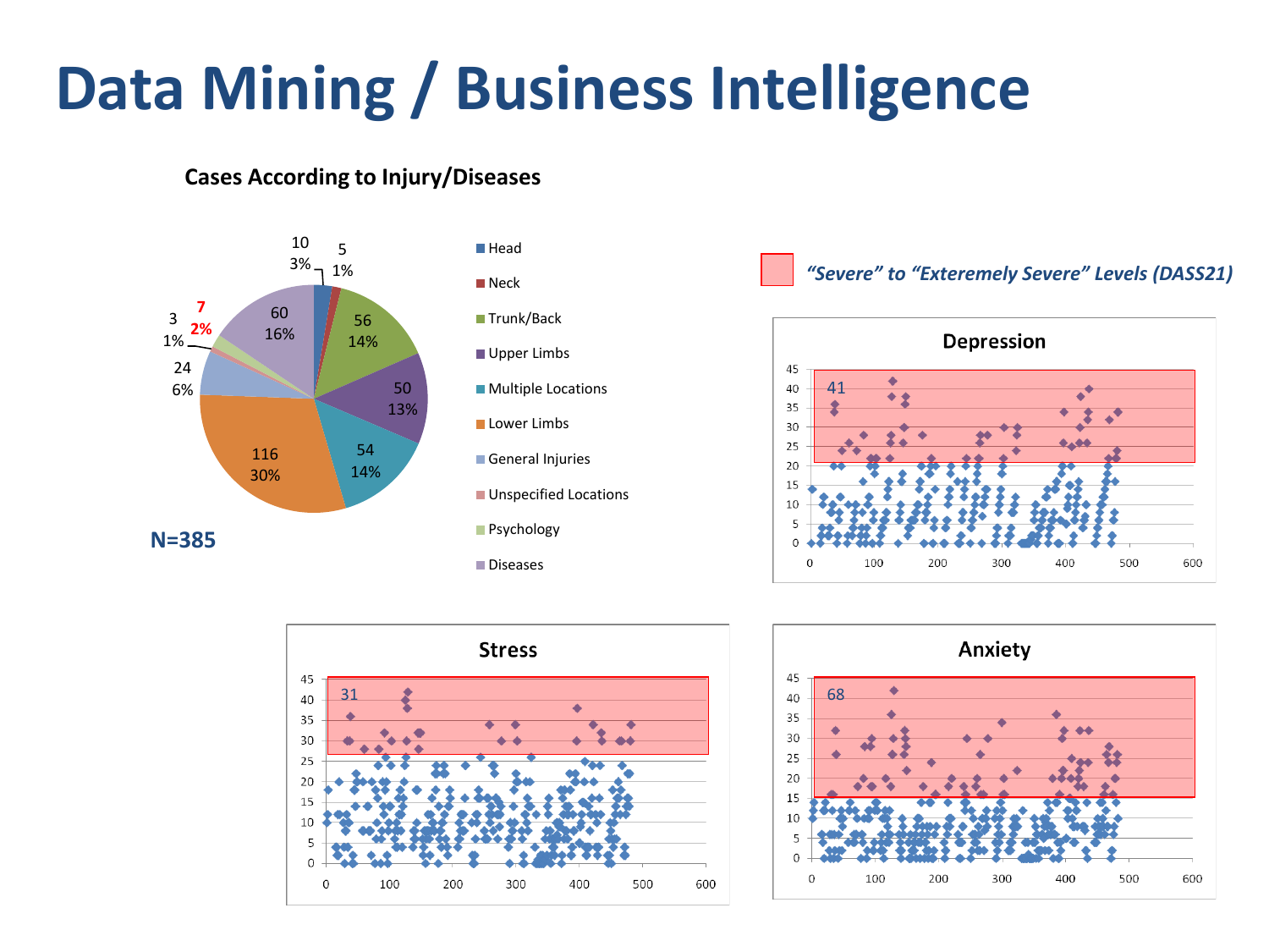# Data Mining / Business Intelligence

### Cases According to Injury/Diseases

| Category | Cases | % |
|---|---|---|
| Head | 10 | 3% |
| Neck | 5 | 1% |
| Trunk/Back | 56 | 14% |
| Upper Limbs | 50 | 13% |
| Multiple Locations | 54 | 14% |
| Lower Limbs | 116 | 30% |
| General Injuries | 24 | 6% |
| Unspecified Locations | 3 | 1% |
| Psychology | 7 | 2% |
| Diseases | 60 | 16% |

**N=385**

*"Severe" to "Exteremely Severe" Levels (DASS21)*

**Depression**: 41

**Stress**: 31

**Anxiety**: 68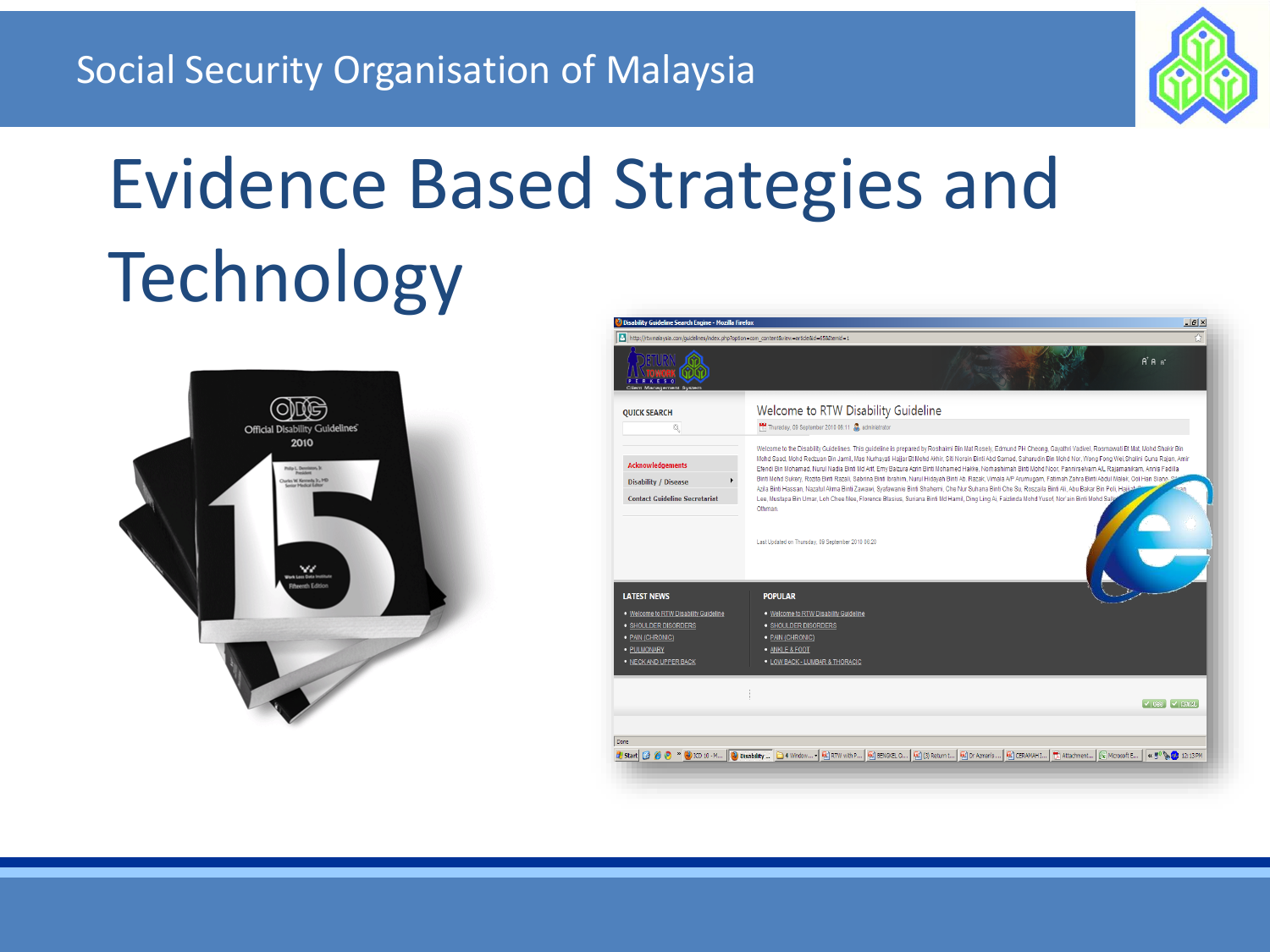# Evidence Based Strategies and Technology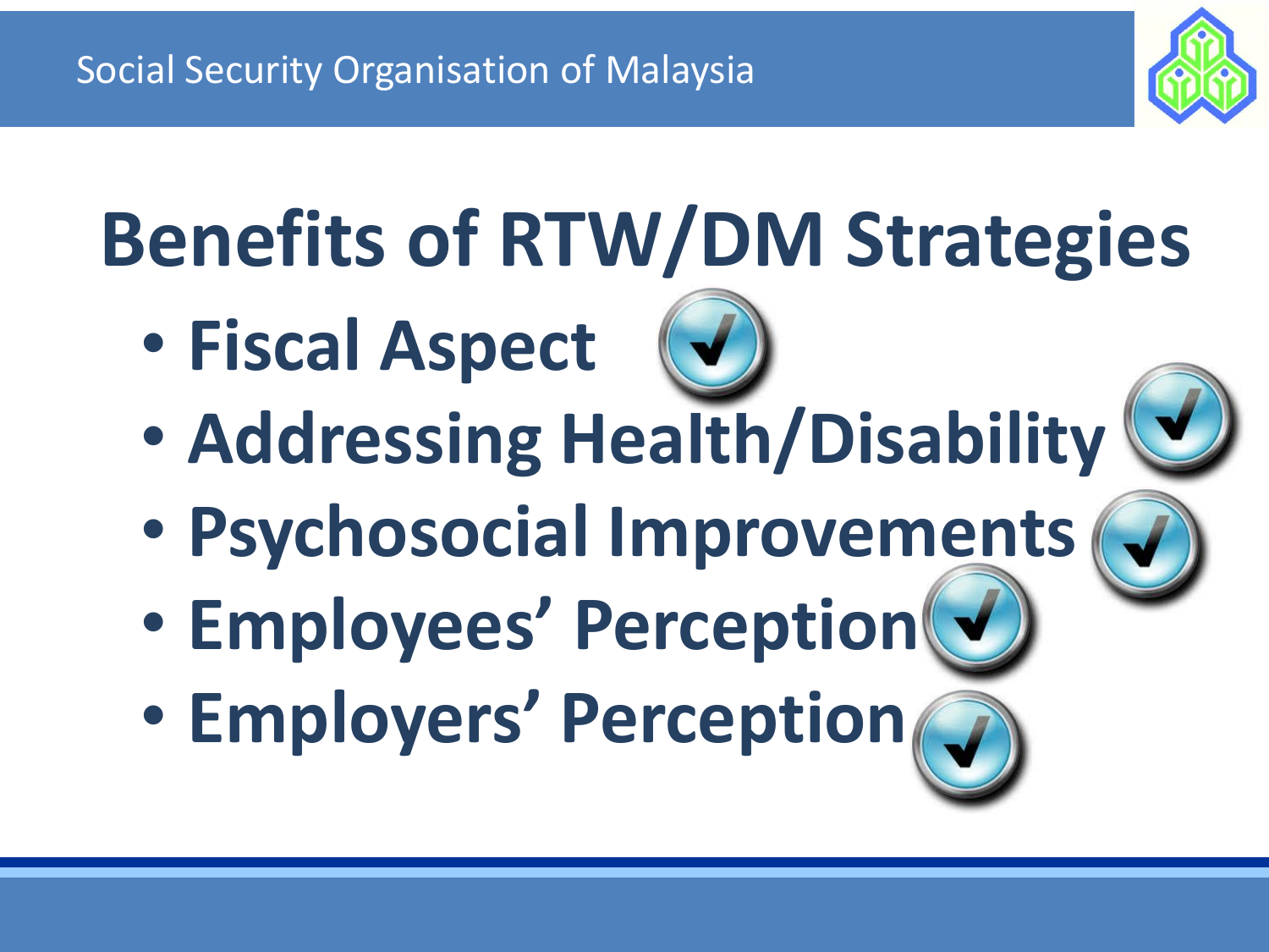# Benefits of RTW/DM Strategies

- Fiscal Aspect
- Addressing Health/Disability
- Psychosocial Improvements
- Employees' Perception
- Employers' Perception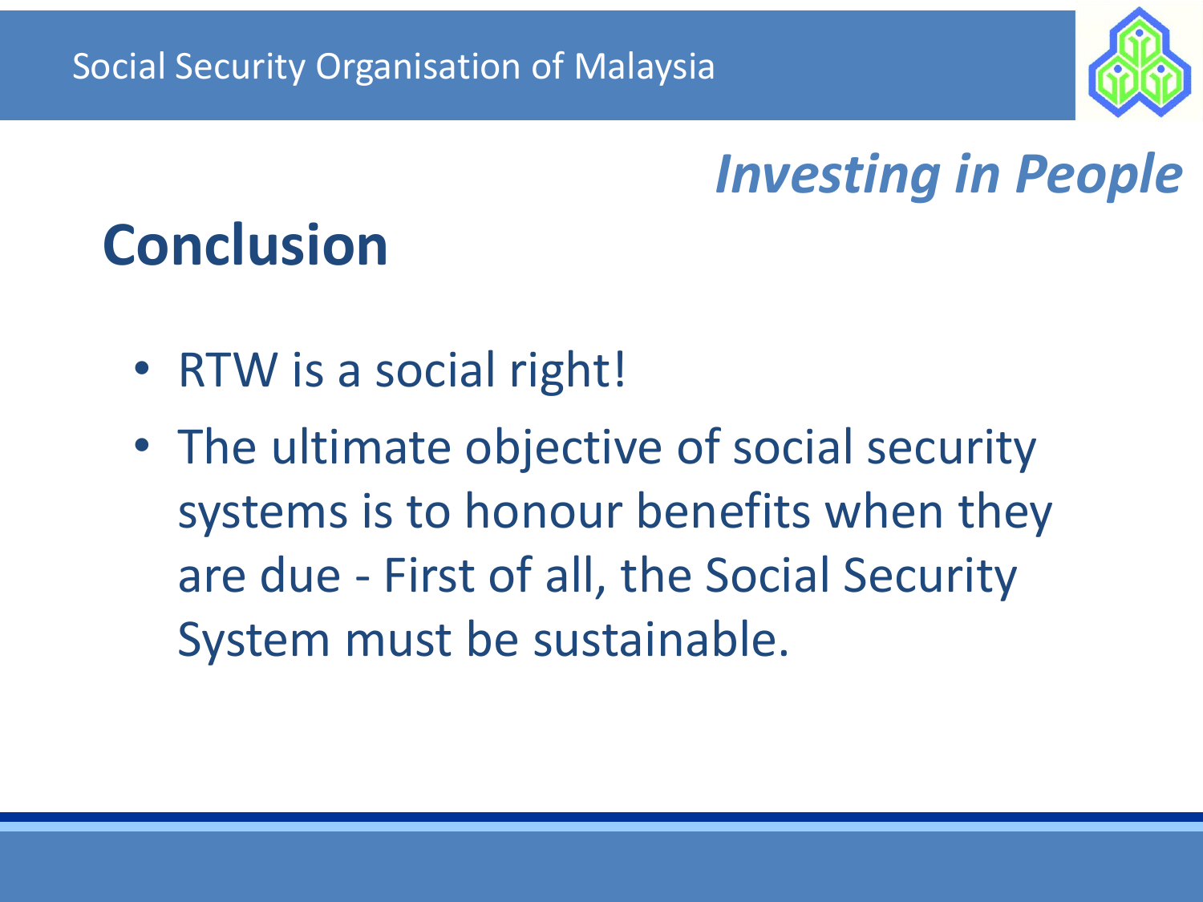*Investing in People*

# Conclusion

- RTW is a social right!
- The ultimate objective of social security systems is to honour benefits when they are due - First of all, the Social Security System must be sustainable.